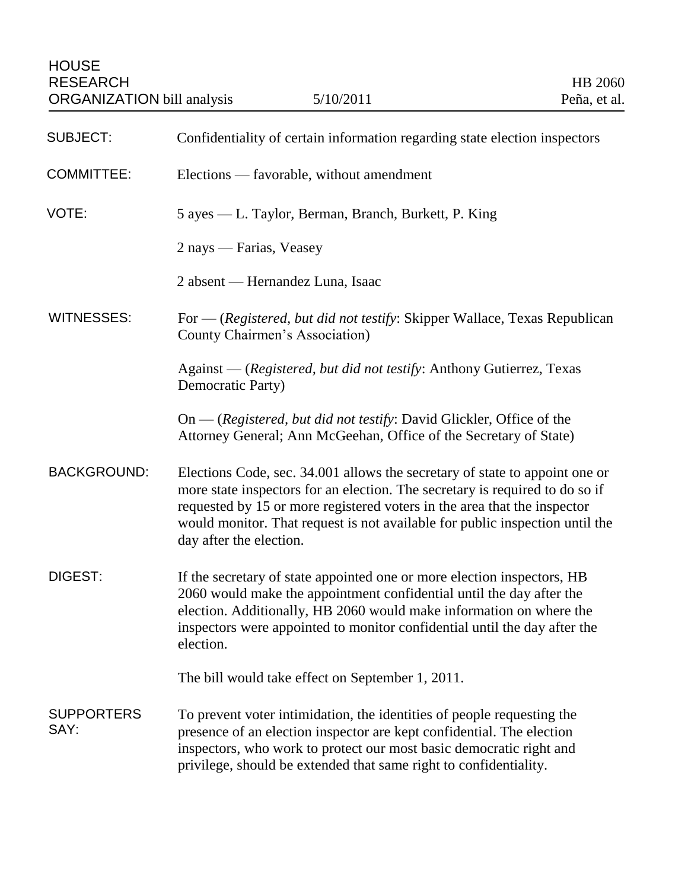HOUSE
RESEARCH
ORGANIZATION bill analysis

5/10/2011

HB 2060
Peña, et al.

| | |
|---|---|
| SUBJECT: | Confidentiality of certain information regarding state election inspectors |
| COMMITTEE: | Elections — favorable, without amendment |
| VOTE: | 5 ayes — L. Taylor, Berman, Branch, Burkett, P. King<br><br>2 nays — Farias, Veasey<br><br>2 absent — Hernandez Luna, Isaac |
| WITNESSES: | For — (*Registered, but did not testify*: Skipper Wallace, Texas Republican County Chairmen's Association)<br><br>Against — (*Registered, but did not testify*: Anthony Gutierrez, Texas Democratic Party)<br><br>On — (*Registered, but did not testify*: David Glickler, Office of the Attorney General; Ann McGeehan, Office of the Secretary of State) |
| BACKGROUND: | Elections Code, sec. 34.001 allows the secretary of state to appoint one or more state inspectors for an election. The secretary is required to do so if requested by 15 or more registered voters in the area that the inspector would monitor. That request is not available for public inspection until the day after the election. |
| DIGEST: | If the secretary of state appointed one or more election inspectors, HB 2060 would make the appointment confidential until the day after the election. Additionally, HB 2060 would make information on where the inspectors were appointed to monitor confidential until the day after the election.<br><br>The bill would take effect on September 1, 2011. |
| SUPPORTERS SAY: | To prevent voter intimidation, the identities of people requesting the presence of an election inspector are kept confidential. The election inspectors, who work to protect our most basic democratic right and privilege, should be extended that same right to confidentiality. |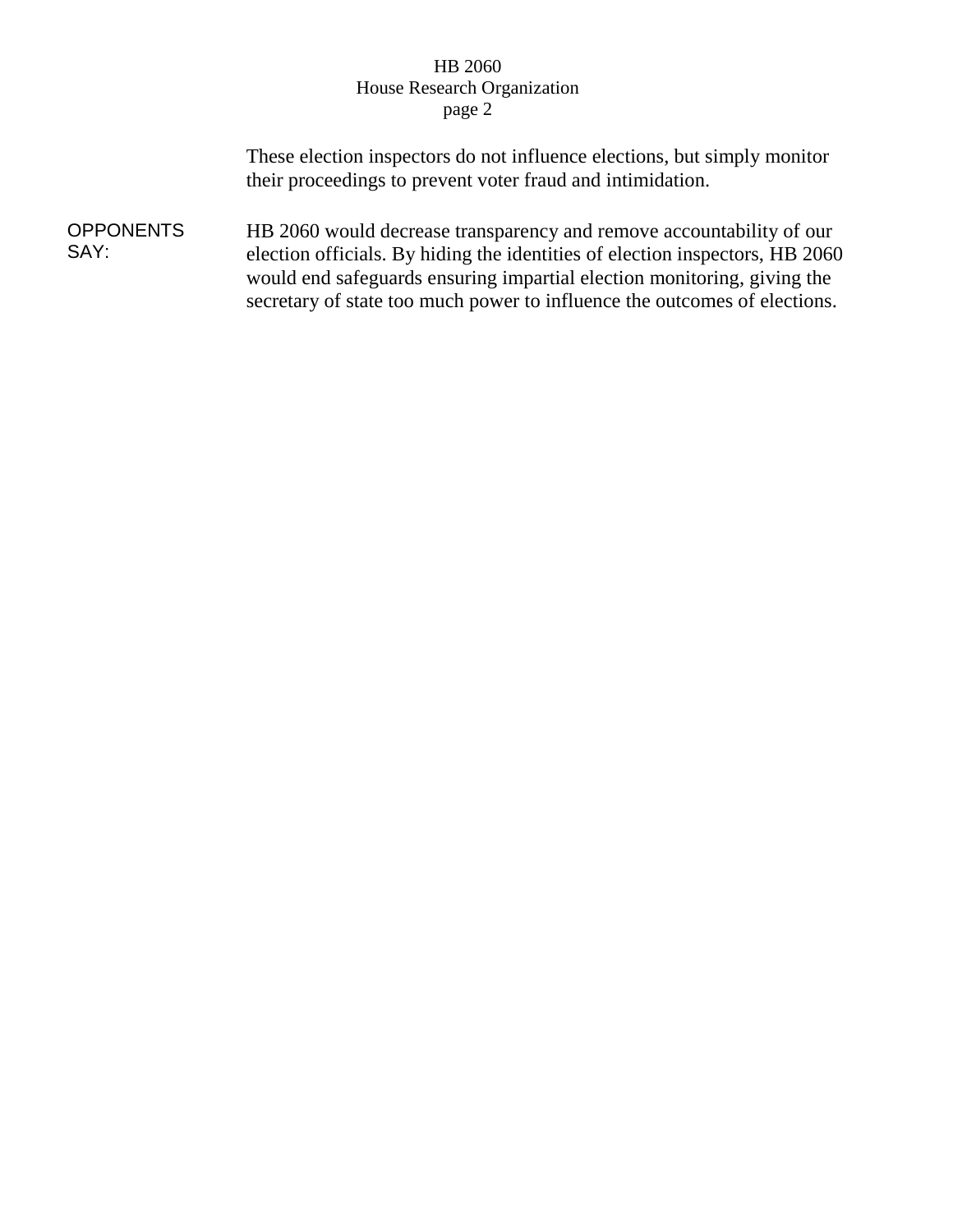These election inspectors do not influence elections, but simply monitor their proceedings to prevent voter fraud and intimidation.

**OPPONENTS SAY:**

HB 2060 would decrease transparency and remove accountability of our election officials. By hiding the identities of election inspectors, HB 2060 would end safeguards ensuring impartial election monitoring, giving the secretary of state too much power to influence the outcomes of elections.